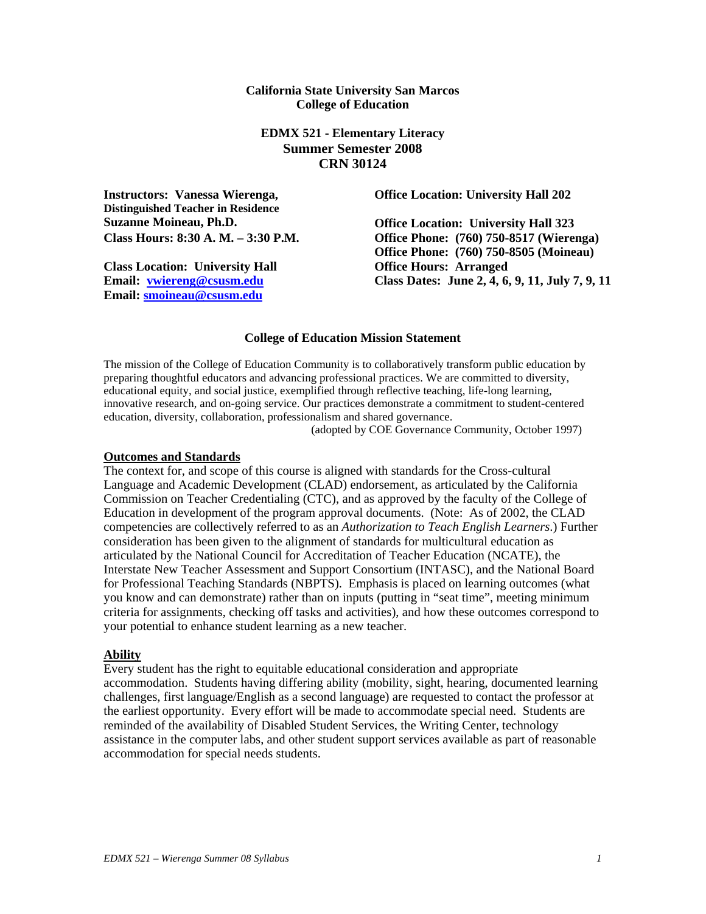**California State University San Marcos**
**College of Education**

**EDMX 521 - Elementary Literacy**
**Summer Semester 2008**
**CRN 30124**

**Instructors: Vanessa Wierenga, Distinguished Teacher in Residence**
**Office Location: University Hall 202**

**Suzanne Moineau, Ph.D.**
**Office Location: University Hall 323**

**Class Hours: 8:30 A. M. – 3:30 P.M.**
**Office Phone: (760) 750-8517 (Wierenga)**
**Office Phone: (760) 750-8505 (Moineau)**

**Class Location: University Hall**
**Office Hours: Arranged**

**Email: vwiereng@csusm.edu**
**Class Dates: June 2, 4, 6, 9, 11, July 7, 9, 11**

**Email: smoineau@csusm.edu**

**College of Education Mission Statement**

The mission of the College of Education Community is to collaboratively transform public education by preparing thoughtful educators and advancing professional practices. We are committed to diversity, educational equity, and social justice, exemplified through reflective teaching, life-long learning, innovative research, and on-going service. Our practices demonstrate a commitment to student-centered education, diversity, collaboration, professionalism and shared governance.

(adopted by COE Governance Community, October 1997)

## Outcomes and Standards

The context for, and scope of this course is aligned with standards for the Cross-cultural Language and Academic Development (CLAD) endorsement, as articulated by the California Commission on Teacher Credentialing (CTC), and as approved by the faculty of the College of Education in development of the program approval documents. (Note: As of 2002, the CLAD competencies are collectively referred to as an *Authorization to Teach English Learners*.) Further consideration has been given to the alignment of standards for multicultural education as articulated by the National Council for Accreditation of Teacher Education (NCATE), the Interstate New Teacher Assessment and Support Consortium (INTASC), and the National Board for Professional Teaching Standards (NBPTS). Emphasis is placed on learning outcomes (what you know and can demonstrate) rather than on inputs (putting in "seat time", meeting minimum criteria for assignments, checking off tasks and activities), and how these outcomes correspond to your potential to enhance student learning as a new teacher.

## Ability

Every student has the right to equitable educational consideration and appropriate accommodation. Students having differing ability (mobility, sight, hearing, documented learning challenges, first language/English as a second language) are requested to contact the professor at the earliest opportunity. Every effort will be made to accommodate special need. Students are reminded of the availability of Disabled Student Services, the Writing Center, technology assistance in the computer labs, and other student support services available as part of reasonable accommodation for special needs students.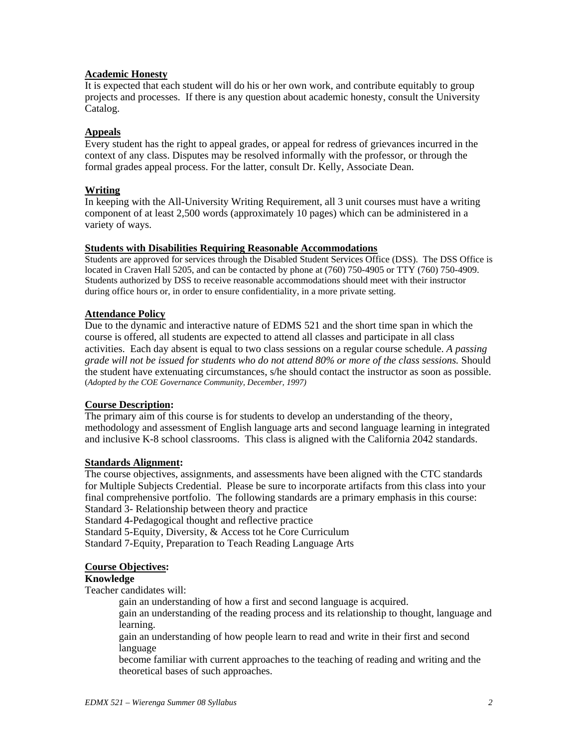**Academic Honesty**

It is expected that each student will do his or her own work, and contribute equitably to group projects and processes. If there is any question about academic honesty, consult the University Catalog.

**Appeals**

Every student has the right to appeal grades, or appeal for redress of grievances incurred in the context of any class. Disputes may be resolved informally with the professor, or through the formal grades appeal process. For the latter, consult Dr. Kelly, Associate Dean.

**Writing**

In keeping with the All-University Writing Requirement, all 3 unit courses must have a writing component of at least 2,500 words (approximately 10 pages) which can be administered in a variety of ways.

**Students with Disabilities Requiring Reasonable Accommodations**

Students are approved for services through the Disabled Student Services Office (DSS). The DSS Office is located in Craven Hall 5205, and can be contacted by phone at (760) 750-4905 or TTY (760) 750-4909. Students authorized by DSS to receive reasonable accommodations should meet with their instructor during office hours or, in order to ensure confidentiality, in a more private setting.

**Attendance Policy**

Due to the dynamic and interactive nature of EDMS 521 and the short time span in which the course is offered, all students are expected to attend all classes and participate in all class activities. Each day absent is equal to two class sessions on a regular course schedule. *A passing grade will not be issued for students who do not attend 80% or more of the class sessions.* Should the student have extenuating circumstances, s/he should contact the instructor as soon as possible. (*Adopted by the COE Governance Community, December, 1997)*

**Course Description:**

The primary aim of this course is for students to develop an understanding of the theory, methodology and assessment of English language arts and second language learning in integrated and inclusive K-8 school classrooms. This class is aligned with the California 2042 standards.

**Standards Alignment:**

The course objectives, assignments, and assessments have been aligned with the CTC standards for Multiple Subjects Credential. Please be sure to incorporate artifacts from this class into your final comprehensive portfolio. The following standards are a primary emphasis in this course:
Standard 3- Relationship between theory and practice
Standard 4-Pedagogical thought and reflective practice
Standard 5-Equity, Diversity, & Access tot he Core Curriculum
Standard 7-Equity, Preparation to Teach Reading Language Arts

**Course Objectives:**

**Knowledge**

Teacher candidates will:

- gain an understanding of how a first and second language is acquired.
- gain an understanding of the reading process and its relationship to thought, language and learning.
- gain an understanding of how people learn to read and write in their first and second language
- become familiar with current approaches to the teaching of reading and writing and the theoretical bases of such approaches.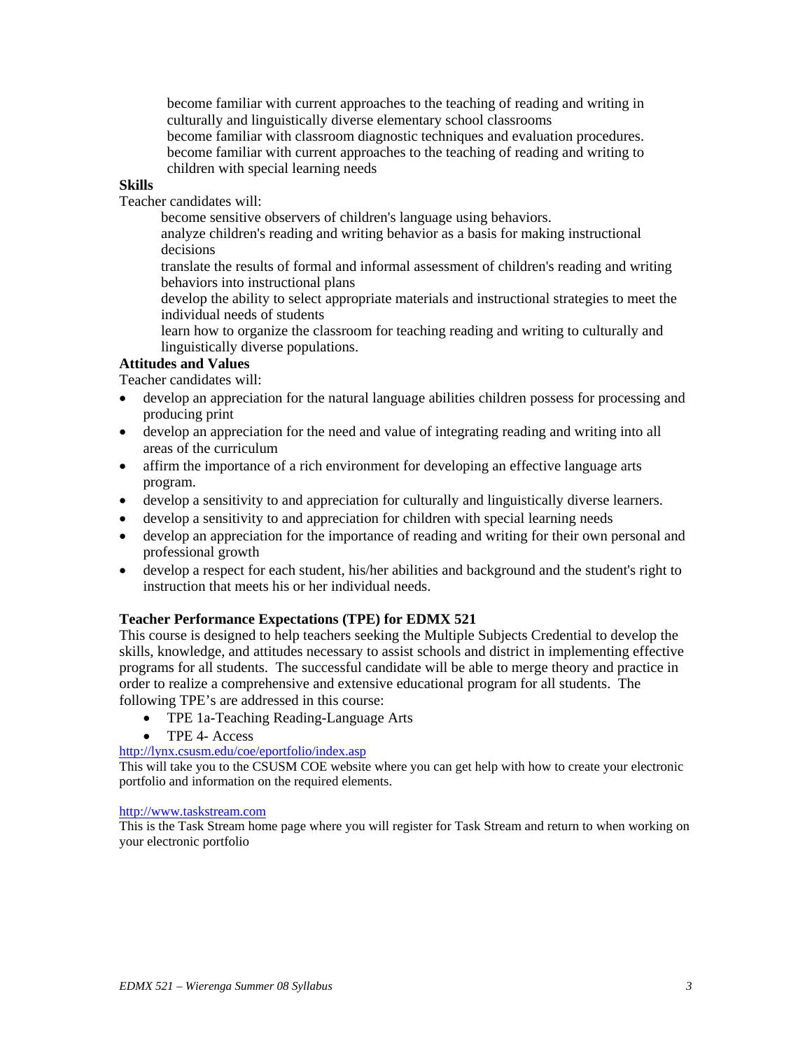become familiar with current approaches to the teaching of reading and writing in culturally and linguistically diverse elementary school classrooms

become familiar with classroom diagnostic techniques and evaluation procedures.

become familiar with current approaches to the teaching of reading and writing to children with special learning needs

**Skills**

Teacher candidates will:

become sensitive observers of children's language using behaviors.

analyze children's reading and writing behavior as a basis for making instructional decisions

translate the results of formal and informal assessment of children's reading and writing behaviors into instructional plans

develop the ability to select appropriate materials and instructional strategies to meet the individual needs of students

learn how to organize the classroom for teaching reading and writing to culturally and linguistically diverse populations.

**Attitudes and Values**

Teacher candidates will:

- develop an appreciation for the natural language abilities children possess for processing and producing print
- develop an appreciation for the need and value of integrating reading and writing into all areas of the curriculum
- affirm the importance of a rich environment for developing an effective language arts program.
- develop a sensitivity to and appreciation for culturally and linguistically diverse learners.
- develop a sensitivity to and appreciation for children with special learning needs
- develop an appreciation for the importance of reading and writing for their own personal and professional growth
- develop a respect for each student, his/her abilities and background and the student's right to instruction that meets his or her individual needs.

**Teacher Performance Expectations (TPE) for EDMX 521**

This course is designed to help teachers seeking the Multiple Subjects Credential to develop the skills, knowledge, and attitudes necessary to assist schools and district in implementing effective programs for all students. The successful candidate will be able to merge theory and practice in order to realize a comprehensive and extensive educational program for all students. The following TPE's are addressed in this course:

- TPE 1a-Teaching Reading-Language Arts
- TPE 4- Access

http://lynx.csusm.edu/coe/eportfolio/index.asp

This will take you to the CSUSM COE website where you can get help with how to create your electronic portfolio and information on the required elements.

http://www.taskstream.com

This is the Task Stream home page where you will register for Task Stream and return to when working on your electronic portfolio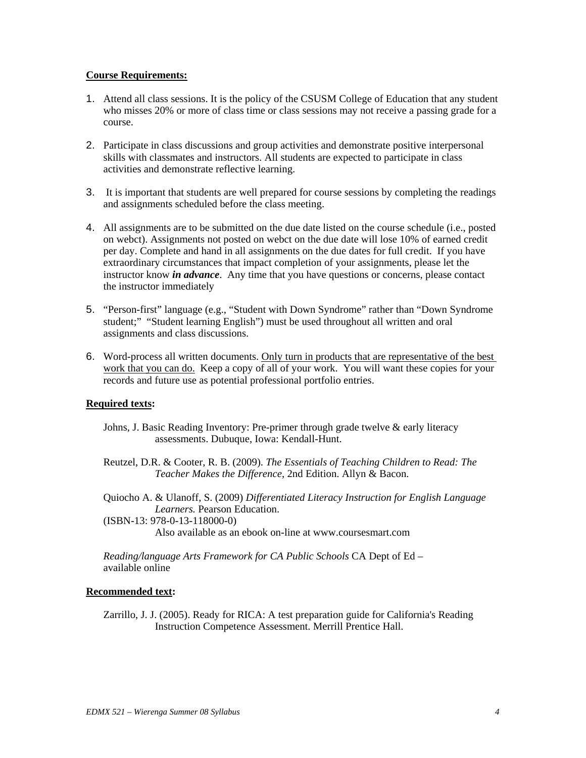**Course Requirements:**

1. Attend all class sessions. It is the policy of the CSUSM College of Education that any student who misses 20% or more of class time or class sessions may not receive a passing grade for a course.

2. Participate in class discussions and group activities and demonstrate positive interpersonal skills with classmates and instructors. All students are expected to participate in class activities and demonstrate reflective learning.

3. It is important that students are well prepared for course sessions by completing the readings and assignments scheduled before the class meeting.

4. All assignments are to be submitted on the due date listed on the course schedule (i.e., posted on webct). Assignments not posted on webct on the due date will lose 10% of earned credit per day. Complete and hand in all assignments on the due dates for full credit. If you have extraordinary circumstances that impact completion of your assignments, please let the instructor know ***in advance***. Any time that you have questions or concerns, please contact the instructor immediately

5. "Person-first" language (e.g., "Student with Down Syndrome" rather than "Down Syndrome student;" "Student learning English") must be used throughout all written and oral assignments and class discussions.

6. Word-process all written documents. <u>Only turn in products that are representative of the best work that you can do.</u> Keep a copy of all of your work. You will want these copies for your records and future use as potential professional portfolio entries.

**Required texts:**

Johns, J. Basic Reading Inventory: Pre-primer through grade twelve & early literacy assessments. Dubuque, Iowa: Kendall-Hunt.

Reutzel, D.R. & Cooter, R. B. (2009). *The Essentials of Teaching Children to Read: The Teacher Makes the Difference*, 2nd Edition. Allyn & Bacon.

Quiocho A. & Ulanoff, S. (2009) *Differentiated Literacy Instruction for English Language Learners.* Pearson Education.
(ISBN-13: 978-0-13-118000-0)
Also available as an ebook on-line at www.coursesmart.com

*Reading/language Arts Framework for CA Public Schools* CA Dept of Ed – available online

**Recommended text:**

Zarrillo, J. J. (2005). Ready for RICA: A test preparation guide for California's Reading Instruction Competence Assessment. Merrill Prentice Hall.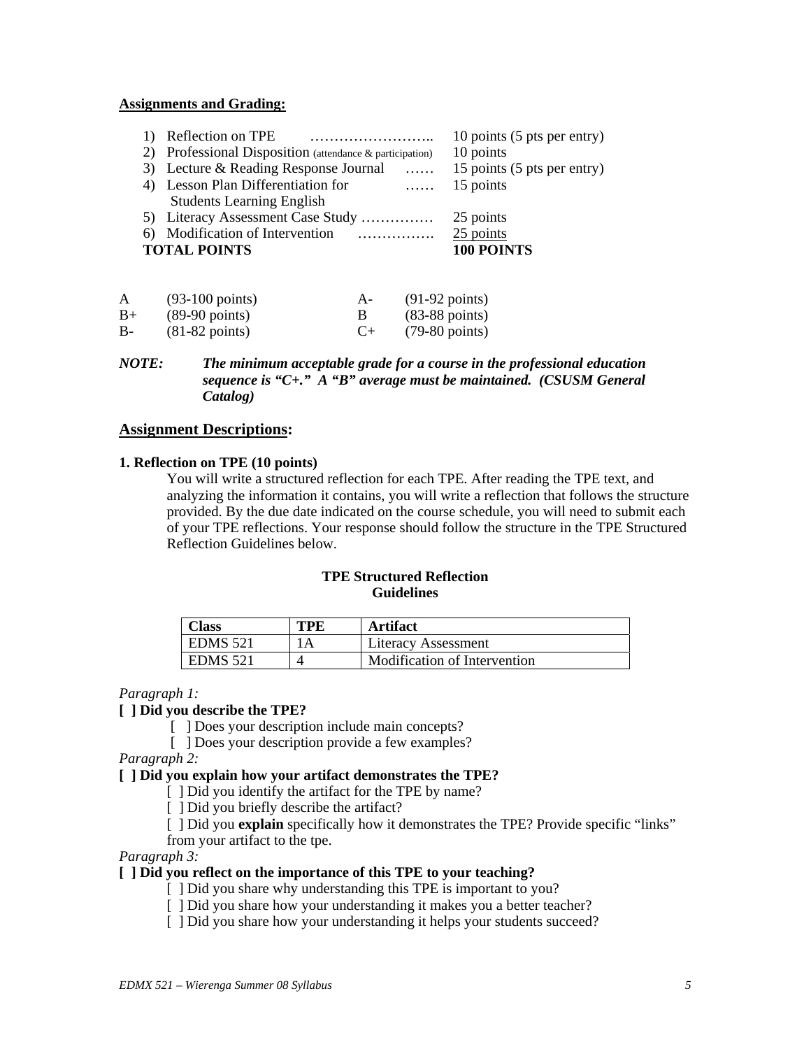**Assignments and Grading:**

1) Reflection on TPE …………………….. 10 points (5 pts per entry)
2) Professional Disposition (attendance & participation) 10 points
3) Lecture & Reading Response Journal …… 15 points (5 pts per entry)
4) Lesson Plan Differentiation for Students Learning English …… 15 points
5) Literacy Assessment Case Study …………… 25 points
6) Modification of Intervention ……………. 25 points

**TOTAL POINTS** **100 POINTS**

| | | | |
|---|---|---|---|
| A | (93-100 points) | A- | (91-92 points) |
| B+ | (89-90 points) | B | (83-88 points) |
| B- | (81-82 points) | C+ | (79-80 points) |

***NOTE: The minimum acceptable grade for a course in the professional education sequence is "C+." A "B" average must be maintained. (CSUSM General Catalog)***

## Assignment Descriptions:

**1. Reflection on TPE (10 points)**

You will write a structured reflection for each TPE. After reading the TPE text, and analyzing the information it contains, you will write a reflection that follows the structure provided. By the due date indicated on the course schedule, you will need to submit each of your TPE reflections. Your response should follow the structure in the TPE Structured Reflection Guidelines below.

**TPE Structured Reflection Guidelines**

| Class | TPE | Artifact |
|---|---|---|
| EDMS 521 | 1A | Literacy Assessment |
| EDMS 521 | 4 | Modification of Intervention |

*Paragraph 1:*

**[ ] Did you describe the TPE?**

- [ ] Does your description include main concepts?
- [ ] Does your description provide a few examples?

*Paragraph 2:*

**[ ] Did you explain how your artifact demonstrates the TPE?**

- [ ] Did you identify the artifact for the TPE by name?
- [ ] Did you briefly describe the artifact?
- [ ] Did you **explain** specifically how it demonstrates the TPE? Provide specific "links" from your artifact to the tpe.

*Paragraph 3:*

**[ ] Did you reflect on the importance of this TPE to your teaching?**

- [ ] Did you share why understanding this TPE is important to you?
- [ ] Did you share how your understanding it makes you a better teacher?
- [ ] Did you share how your understanding it helps your students succeed?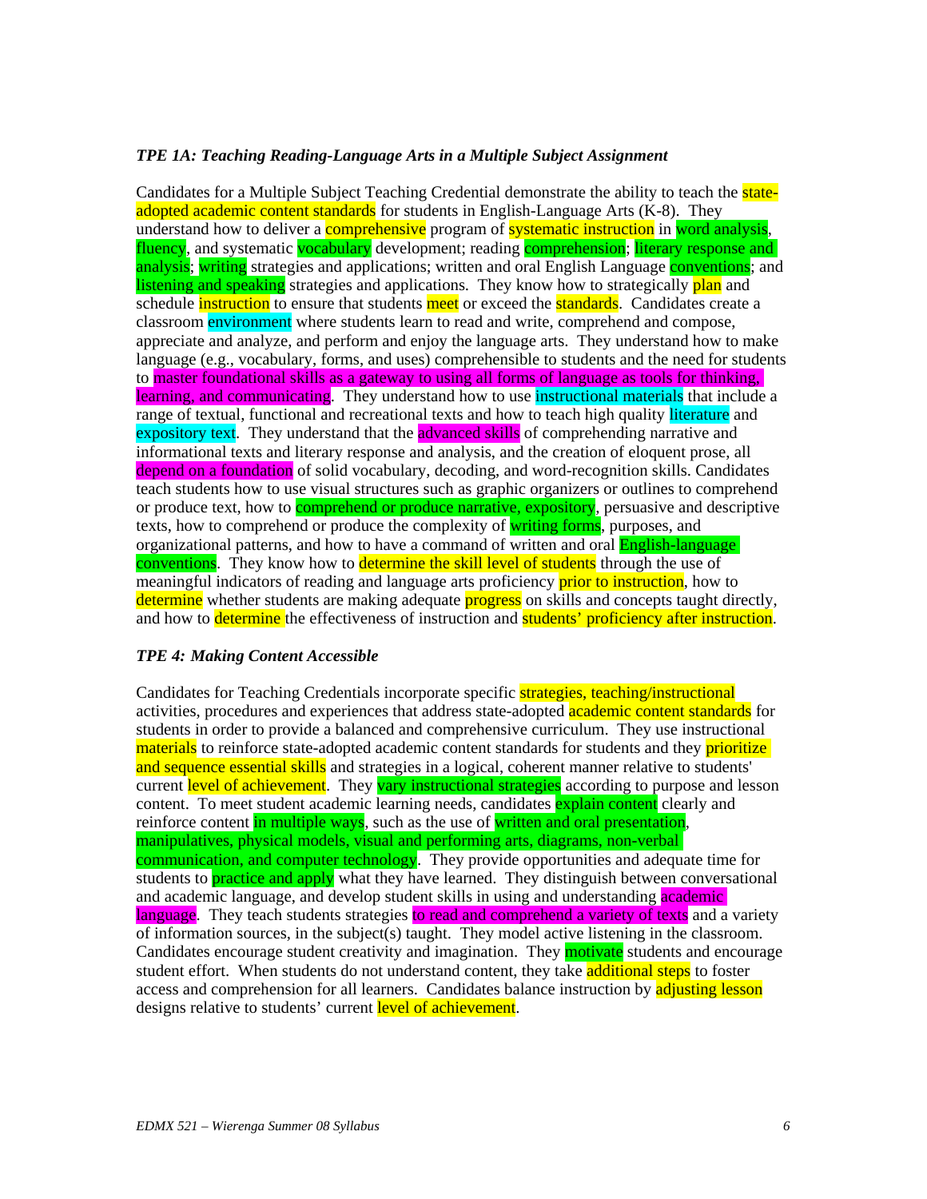***TPE 1A: Teaching Reading-Language Arts in a Multiple Subject Assignment***

Candidates for a Multiple Subject Teaching Credential demonstrate the ability to teach the state-adopted academic content standards for students in English-Language Arts (K-8). They understand how to deliver a comprehensive program of systematic instruction in word analysis, fluency, and systematic vocabulary development; reading comprehension; literary response and analysis; writing strategies and applications; written and oral English Language conventions; and listening and speaking strategies and applications. They know how to strategically plan and schedule instruction to ensure that students meet or exceed the standards. Candidates create a classroom environment where students learn to read and write, comprehend and compose, appreciate and analyze, and perform and enjoy the language arts. They understand how to make language (e.g., vocabulary, forms, and uses) comprehensible to students and the need for students to master foundational skills as a gateway to using all forms of language as tools for thinking, learning, and communicating. They understand how to use instructional materials that include a range of textual, functional and recreational texts and how to teach high quality literature and expository text. They understand that the advanced skills of comprehending narrative and informational texts and literary response and analysis, and the creation of eloquent prose, all depend on a foundation of solid vocabulary, decoding, and word-recognition skills. Candidates teach students how to use visual structures such as graphic organizers or outlines to comprehend or produce text, how to comprehend or produce narrative, expository, persuasive and descriptive texts, how to comprehend or produce the complexity of writing forms, purposes, and organizational patterns, and how to have a command of written and oral English-language conventions. They know how to determine the skill level of students through the use of meaningful indicators of reading and language arts proficiency prior to instruction, how to determine whether students are making adequate progress on skills and concepts taught directly, and how to determine the effectiveness of instruction and students' proficiency after instruction.

***TPE 4: Making Content Accessible***

Candidates for Teaching Credentials incorporate specific strategies, teaching/instructional activities, procedures and experiences that address state-adopted academic content standards for students in order to provide a balanced and comprehensive curriculum. They use instructional materials to reinforce state-adopted academic content standards for students and they prioritize and sequence essential skills and strategies in a logical, coherent manner relative to students' current level of achievement. They vary instructional strategies according to purpose and lesson content. To meet student academic learning needs, candidates explain content clearly and reinforce content in multiple ways, such as the use of written and oral presentation, manipulatives, physical models, visual and performing arts, diagrams, non-verbal communication, and computer technology. They provide opportunities and adequate time for students to practice and apply what they have learned. They distinguish between conversational and academic language, and develop student skills in using and understanding academic language. They teach students strategies to read and comprehend a variety of texts and a variety of information sources, in the subject(s) taught. They model active listening in the classroom. Candidates encourage student creativity and imagination. They motivate students and encourage student effort. When students do not understand content, they take additional steps to foster access and comprehension for all learners. Candidates balance instruction by adjusting lesson designs relative to students' current level of achievement.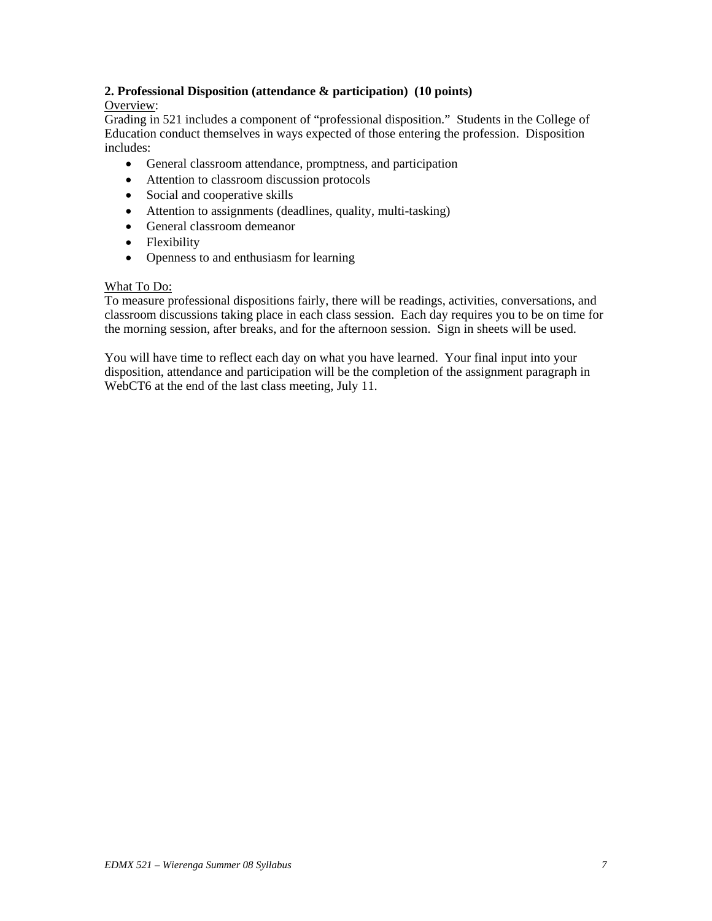**2. Professional Disposition (attendance & participation) (10 points)**

Overview:

Grading in 521 includes a component of "professional disposition." Students in the College of Education conduct themselves in ways expected of those entering the profession. Disposition includes:

- General classroom attendance, promptness, and participation
- Attention to classroom discussion protocols
- Social and cooperative skills
- Attention to assignments (deadlines, quality, multi-tasking)
- General classroom demeanor
- Flexibility
- Openness to and enthusiasm for learning

What To Do:

To measure professional dispositions fairly, there will be readings, activities, conversations, and classroom discussions taking place in each class session. Each day requires you to be on time for the morning session, after breaks, and for the afternoon session. Sign in sheets will be used.

You will have time to reflect each day on what you have learned. Your final input into your disposition, attendance and participation will be the completion of the assignment paragraph in WebCT6 at the end of the last class meeting, July 11.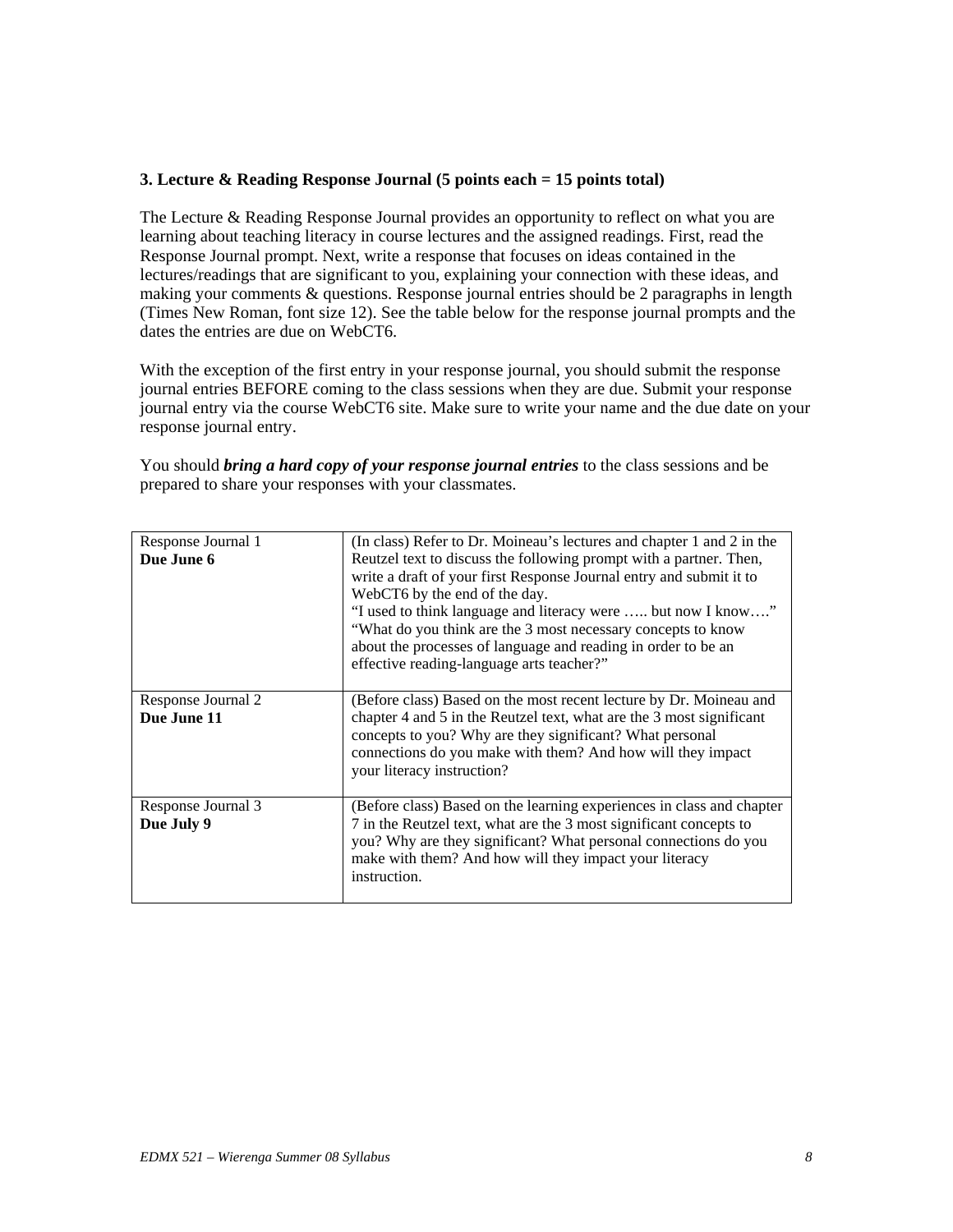**3. Lecture & Reading Response Journal (5 points each = 15 points total)**

The Lecture & Reading Response Journal provides an opportunity to reflect on what you are learning about teaching literacy in course lectures and the assigned readings. First, read the Response Journal prompt. Next, write a response that focuses on ideas contained in the lectures/readings that are significant to you, explaining your connection with these ideas, and making your comments & questions. Response journal entries should be 2 paragraphs in length (Times New Roman, font size 12). See the table below for the response journal prompts and the dates the entries are due on WebCT6.

With the exception of the first entry in your response journal, you should submit the response journal entries BEFORE coming to the class sessions when they are due. Submit your response journal entry via the course WebCT6 site. Make sure to write your name and the due date on your response journal entry.

You should ***bring a hard copy of your response journal entries*** to the class sessions and be prepared to share your responses with your classmates.

| | |
|---|---|
| Response Journal 1<br>**Due June 6** | (In class) Refer to Dr. Moineau's lectures and chapter 1 and 2 in the Reutzel text to discuss the following prompt with a partner. Then, write a draft of your first Response Journal entry and submit it to WebCT6 by the end of the day.<br>"I used to think language and literacy were ….. but now I know…."<br>"What do you think are the 3 most necessary concepts to know about the processes of language and reading in order to be an effective reading-language arts teacher?" |
| Response Journal 2<br>**Due June 11** | (Before class) Based on the most recent lecture by Dr. Moineau and chapter 4 and 5 in the Reutzel text, what are the 3 most significant concepts to you? Why are they significant? What personal connections do you make with them? And how will they impact your literacy instruction? |
| Response Journal 3<br>**Due July 9** | (Before class) Based on the learning experiences in class and chapter 7 in the Reutzel text, what are the 3 most significant concepts to you? Why are they significant? What personal connections do you make with them? And how will they impact your literacy instruction. |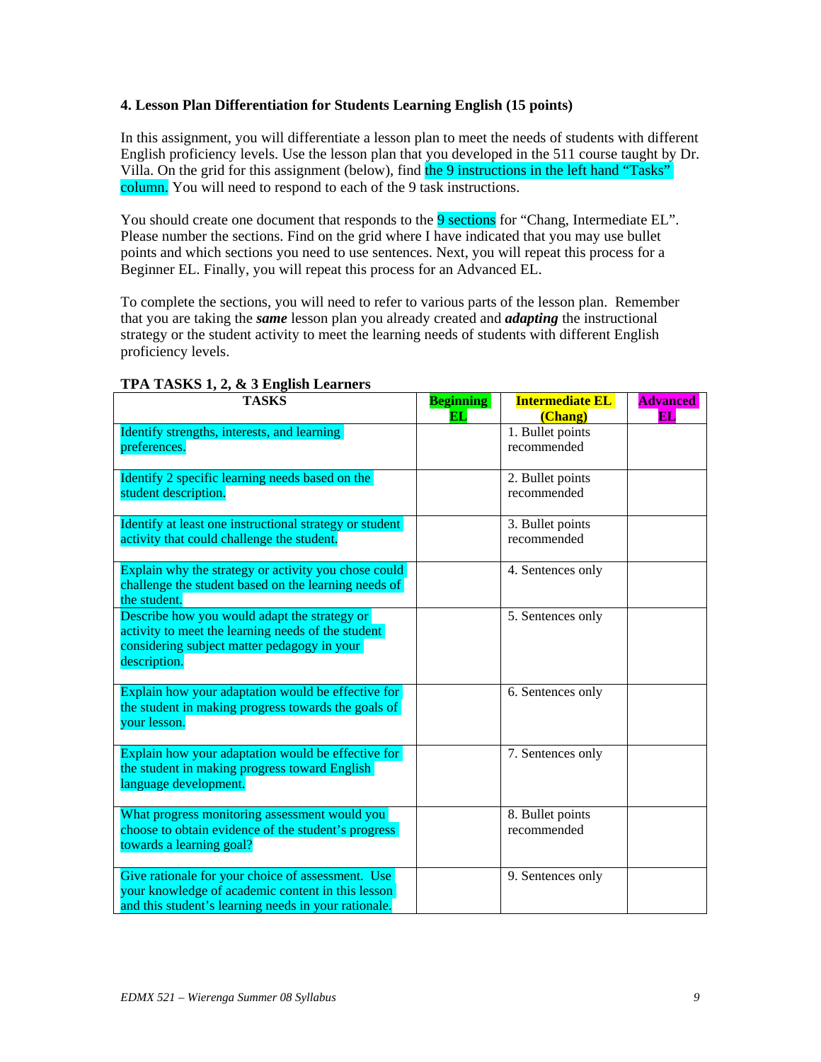### 4. Lesson Plan Differentiation for Students Learning English (15 points)

In this assignment, you will differentiate a lesson plan to meet the needs of students with different English proficiency levels. Use the lesson plan that you developed in the 511 course taught by Dr. Villa. On the grid for this assignment (below), find the 9 instructions in the left hand "Tasks" column. You will need to respond to each of the 9 task instructions.

You should create one document that responds to the 9 sections for "Chang, Intermediate EL". Please number the sections. Find on the grid where I have indicated that you may use bullet points and which sections you need to use sentences. Next, you will repeat this process for a Beginner EL. Finally, you will repeat this process for an Advanced EL.

To complete the sections, you will need to refer to various parts of the lesson plan. Remember that you are taking the ***same*** lesson plan you already created and ***adapting*** the instructional strategy or the student activity to meet the learning needs of students with different English proficiency levels.

**TPA TASKS 1, 2, & 3 English Learners**

| TASKS | Beginning EL | Intermediate EL (Chang) | Advanced EL |
|---|---|---|---|
| Identify strengths, interests, and learning preferences. | | 1. Bullet points recommended | |
| Identify 2 specific learning needs based on the student description. | | 2. Bullet points recommended | |
| Identify at least one instructional strategy or student activity that could challenge the student. | | 3. Bullet points recommended | |
| Explain why the strategy or activity you chose could challenge the student based on the learning needs of the student. | | 4. Sentences only | |
| Describe how you would adapt the strategy or activity to meet the learning needs of the student considering subject matter pedagogy in your description. | | 5. Sentences only | |
| Explain how your adaptation would be effective for the student in making progress towards the goals of your lesson. | | 6. Sentences only | |
| Explain how your adaptation would be effective for the student in making progress toward English language development. | | 7. Sentences only | |
| What progress monitoring assessment would you choose to obtain evidence of the student's progress towards a learning goal? | | 8. Bullet points recommended | |
| Give rationale for your choice of assessment. Use your knowledge of academic content in this lesson and this student's learning needs in your rationale. | | 9. Sentences only | |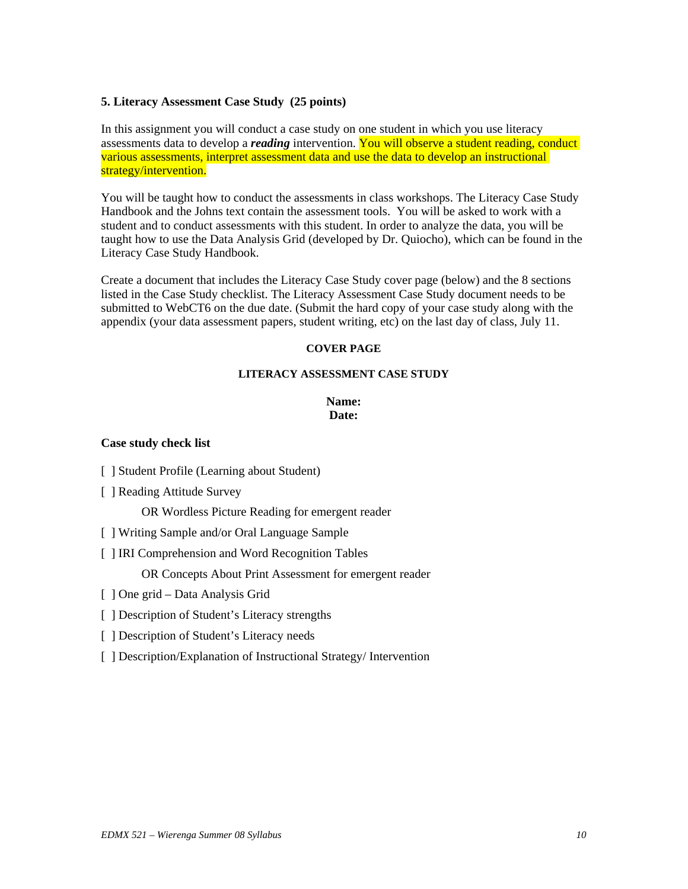**5. Literacy Assessment Case Study (25 points)**

In this assignment you will conduct a case study on one student in which you use literacy assessments data to develop a ***reading*** intervention. You will observe a student reading, conduct various assessments, interpret assessment data and use the data to develop an instructional strategy/intervention.

You will be taught how to conduct the assessments in class workshops. The Literacy Case Study Handbook and the Johns text contain the assessment tools. You will be asked to work with a student and to conduct assessments with this student. In order to analyze the data, you will be taught how to use the Data Analysis Grid (developed by Dr. Quiocho), which can be found in the Literacy Case Study Handbook.

Create a document that includes the Literacy Case Study cover page (below) and the 8 sections listed in the Case Study checklist. The Literacy Assessment Case Study document needs to be submitted to WebCT6 on the due date. (Submit the hard copy of your case study along with the appendix (your data assessment papers, student writing, etc) on the last day of class, July 11.

**COVER PAGE**

**LITERACY ASSESSMENT CASE STUDY**

**Name:**
**Date:**

**Case study check list**

[ ] Student Profile (Learning about Student)

[ ] Reading Attitude Survey

OR Wordless Picture Reading for emergent reader

[ ] Writing Sample and/or Oral Language Sample

[ ] IRI Comprehension and Word Recognition Tables

OR Concepts About Print Assessment for emergent reader

[ ] One grid – Data Analysis Grid

[ ] Description of Student's Literacy strengths

[ ] Description of Student's Literacy needs

[ ] Description/Explanation of Instructional Strategy/ Intervention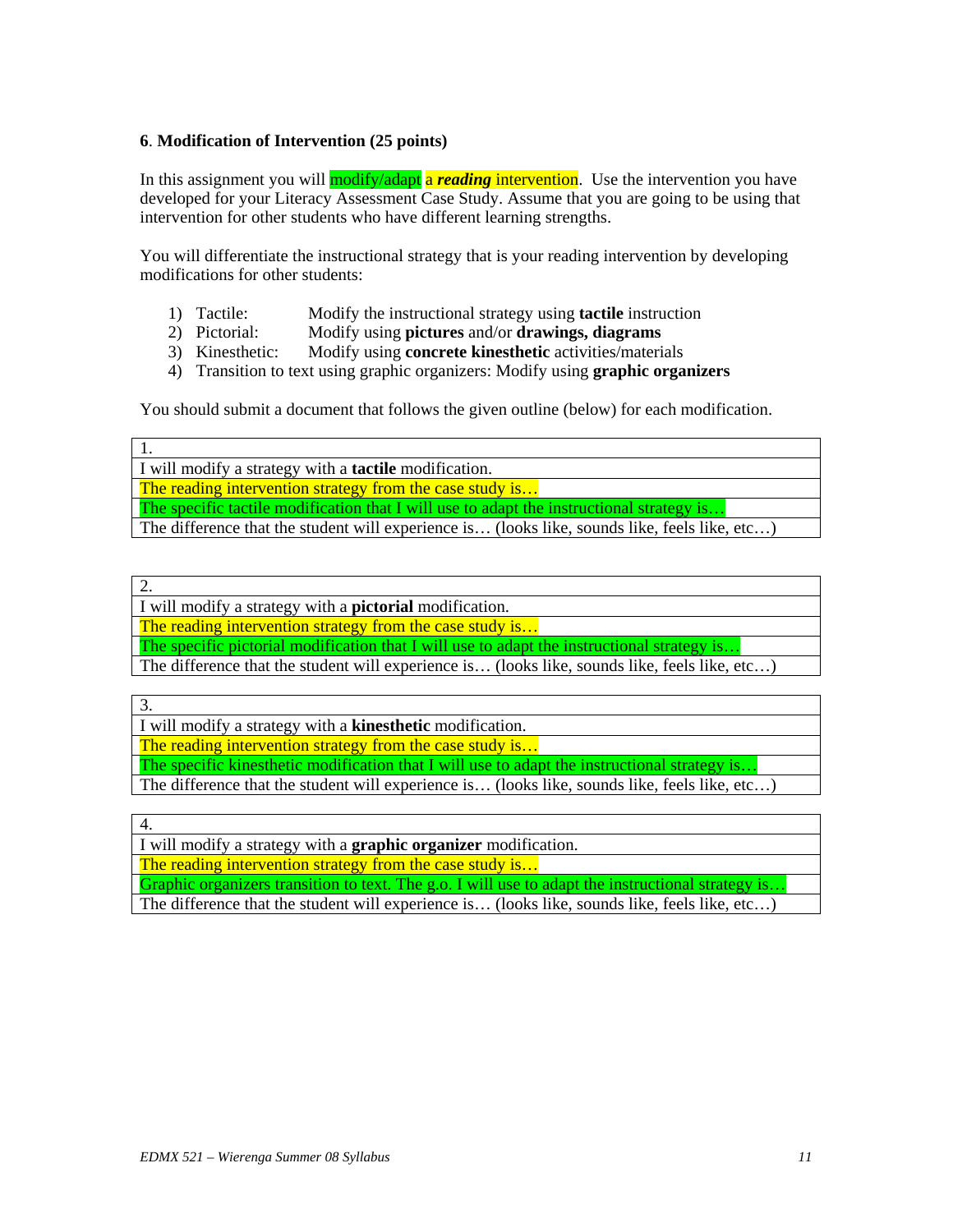**6**. **Modification of Intervention (25 points)**

In this assignment you will modify/adapt a ***reading*** intervention. Use the intervention you have developed for your Literacy Assessment Case Study. Assume that you are going to be using that intervention for other students who have different learning strengths.

You will differentiate the instructional strategy that is your reading intervention by developing modifications for other students:

1) Tactile: Modify the instructional strategy using **tactile** instruction
2) Pictorial: Modify using **pictures** and/or **drawings, diagrams**
3) Kinesthetic: Modify using **concrete kinesthetic** activities/materials
4) Transition to text using graphic organizers: Modify using **graphic organizers**

You should submit a document that follows the given outline (below) for each modification.

| 1. |
|---|
| I will modify a strategy with a **tactile** modification. |
| The reading intervention strategy from the case study is… |
| The specific tactile modification that I will use to adapt the instructional strategy is… |
| The difference that the student will experience is… (looks like, sounds like, feels like, etc…) |

| 2. |
|---|
| I will modify a strategy with a **pictorial** modification. |
| The reading intervention strategy from the case study is… |
| The specific pictorial modification that I will use to adapt the instructional strategy is… |
| The difference that the student will experience is… (looks like, sounds like, feels like, etc…) |

| 3. |
|---|
| I will modify a strategy with a **kinesthetic** modification. |
| The reading intervention strategy from the case study is… |
| The specific kinesthetic modification that I will use to adapt the instructional strategy is… |
| The difference that the student will experience is… (looks like, sounds like, feels like, etc…) |

| 4. |
|---|
| I will modify a strategy with a **graphic organizer** modification. |
| The reading intervention strategy from the case study is… |
| Graphic organizers transition to text. The g.o. I will use to adapt the instructional strategy is… |
| The difference that the student will experience is… (looks like, sounds like, feels like, etc…) |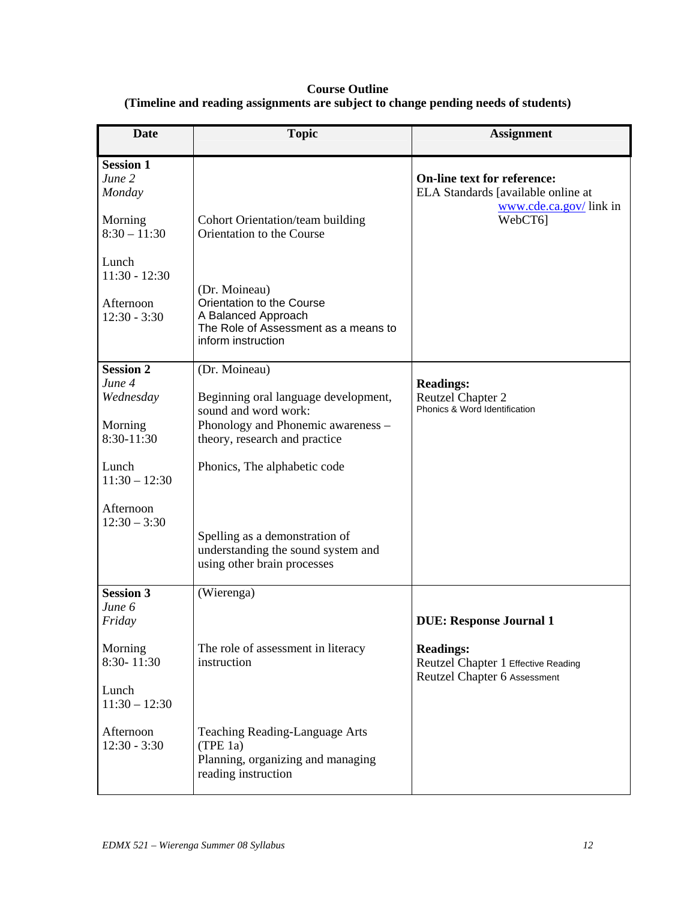**Course Outline**
**(Timeline and reading assignments are subject to change pending needs of students)**

| Date | Topic | Assignment |
|---|---|---|
| **Session 1**<br>*June 2*<br>*Monday*<br><br>Morning<br>8:30 – 11:30<br><br>Lunch<br>11:30 - 12:30<br><br>Afternoon<br>12:30 - 3:30 | Cohort Orientation/team building<br>Orientation to the Course<br><br>(Dr. Moineau)<br>Orientation to the Course<br>A Balanced Approach<br>The Role of Assessment as a means to inform instruction | **On-line text for reference:**<br>ELA Standards [available online at www.cde.ca.gov/ link in WebCT6] |
| **Session 2**<br>*June 4*<br>*Wednesday*<br><br>Morning<br>8:30-11:30<br><br>Lunch<br>11:30 – 12:30<br><br>Afternoon<br>12:30 – 3:30 | (Dr. Moineau)<br><br>Beginning oral language development, sound and word work:<br>Phonology and Phonemic awareness – theory, research and practice<br><br>Phonics, The alphabetic code<br><br>Spelling as a demonstration of understanding the sound system and using other brain processes | **Readings:**<br>Reutzel Chapter 2<br>Phonics & Word Identification |
| **Session 3**<br>*June 6*<br>*Friday*<br><br>Morning<br>8:30- 11:30<br><br>Lunch<br>11:30 – 12:30<br><br>Afternoon<br>12:30 - 3:30 | (Wierenga)<br><br>The role of assessment in literacy instruction<br><br>Teaching Reading-Language Arts (TPE 1a)<br>Planning, organizing and managing reading instruction | **DUE: Response Journal 1**<br><br>**Readings:**<br>Reutzel Chapter 1 Effective Reading<br>Reutzel Chapter 6 Assessment |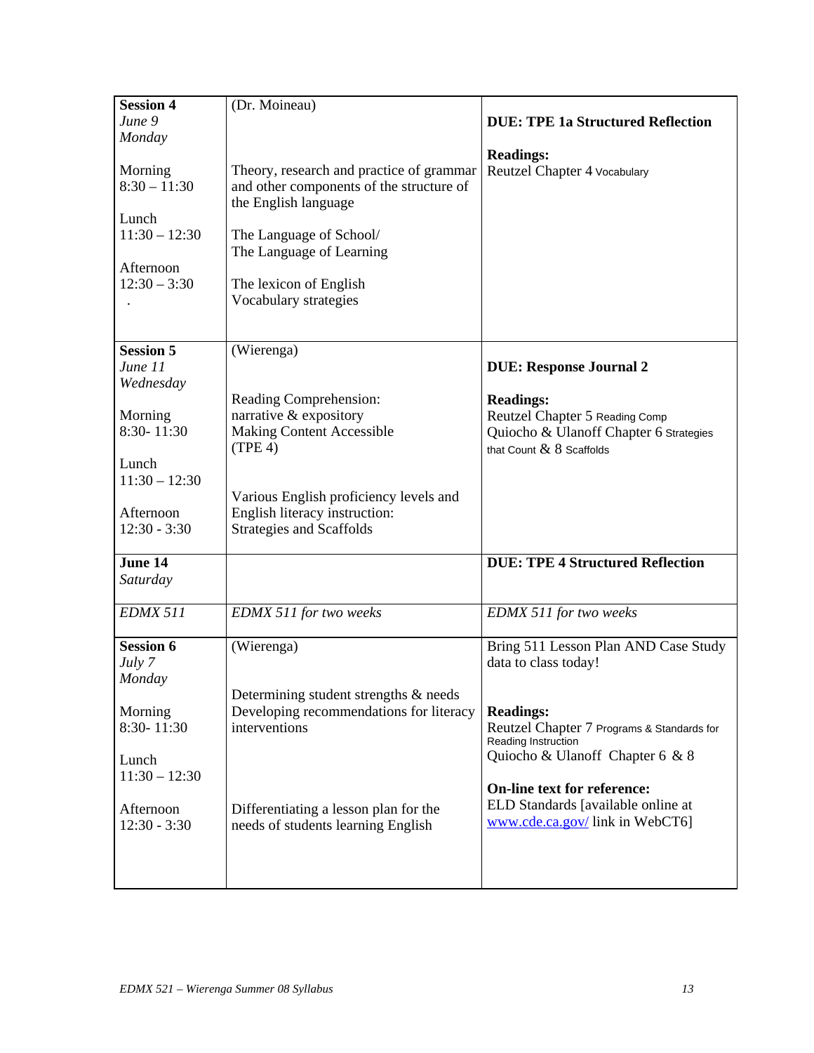| | | |
|---|---|---|
| **Session 4**<br>*June 9*<br>*Monday*<br><br>Morning<br>8:30 – 11:30<br><br>Lunch<br>11:30 – 12:30<br><br>Afternoon<br>12:30 – 3:30<br>. | (Dr. Moineau)<br><br><br><br>Theory, research and practice of grammar and other components of the structure of the English language<br><br>The Language of School/<br>The Language of Learning<br><br>The lexicon of English<br>Vocabulary strategies | **DUE: TPE 1a Structured Reflection**<br><br>**Readings:**<br>Reutzel Chapter 4 Vocabulary |
| **Session 5**<br>*June 11*<br>*Wednesday*<br><br>Morning<br>8:30- 11:30<br><br>Lunch<br>11:30 – 12:30<br><br>Afternoon<br>12:30 - 3:30 | (Wierenga)<br><br><br>Reading Comprehension:<br>narrative & expository<br>Making Content Accessible<br>(TPE 4)<br><br><br>Various English proficiency levels and English literacy instruction:<br>Strategies and Scaffolds | **DUE: Response Journal 2**<br><br>**Readings:**<br>Reutzel Chapter 5 Reading Comp<br>Quiocho & Ulanoff Chapter 6 Strategies that Count & 8 Scaffolds |
| **June 14**<br>*Saturday* | | **DUE: TPE 4 Structured Reflection** |
| *EDMX 511* | *EDMX 511 for two weeks* | *EDMX 511 for two weeks* |
| **Session 6**<br>*July 7*<br>*Monday*<br><br>Morning<br>8:30- 11:30<br><br>Lunch<br>11:30 – 12:30<br><br>Afternoon<br>12:30 - 3:30 | (Wierenga)<br><br><br>Determining student strengths & needs<br>Developing recommendations for literacy interventions<br><br><br><br>Differentiating a lesson plan for the needs of students learning English | Bring 511 Lesson Plan AND Case Study data to class today!<br><br>**Readings:**<br>Reutzel Chapter 7 Programs & Standards for Reading Instruction<br>Quiocho & Ulanoff Chapter 6 & 8<br><br>**On-line text for reference:**<br>ELD Standards [available online at www.cde.ca.gov/ link in WebCT6] |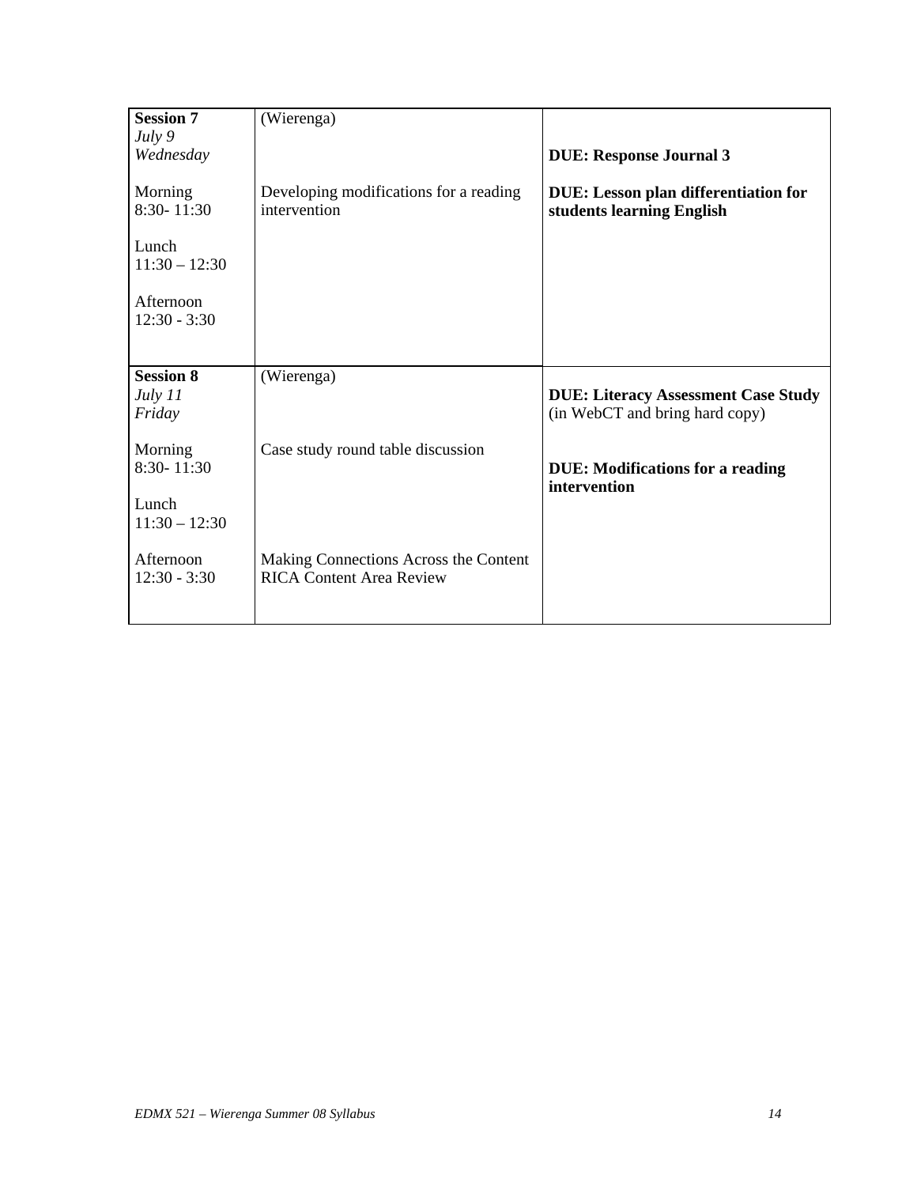| | | |
|---|---|---|
| **Session 7**<br>*July 9*<br>*Wednesday*<br><br>Morning<br>8:30- 11:30<br><br>Lunch<br>11:30 – 12:30<br><br>Afternoon<br>12:30 - 3:30 | (Wierenga)<br><br><br><br>Developing modifications for a reading intervention | <br><br>**DUE: Response Journal 3**<br><br>**DUE: Lesson plan differentiation for students learning English** |
| **Session 8**<br>*July 11*<br>*Friday*<br><br>Morning<br>8:30- 11:30<br><br>Lunch<br>11:30 – 12:30<br><br>Afternoon<br>12:30 - 3:30 | (Wierenga)<br><br><br><br>Case study round table discussion<br><br><br><br><br><br>Making Connections Across the Content<br>RICA Content Area Review | <br>**DUE: Literacy Assessment Case Study** (in WebCT and bring hard copy)<br><br><br>**DUE: Modifications for a reading intervention** |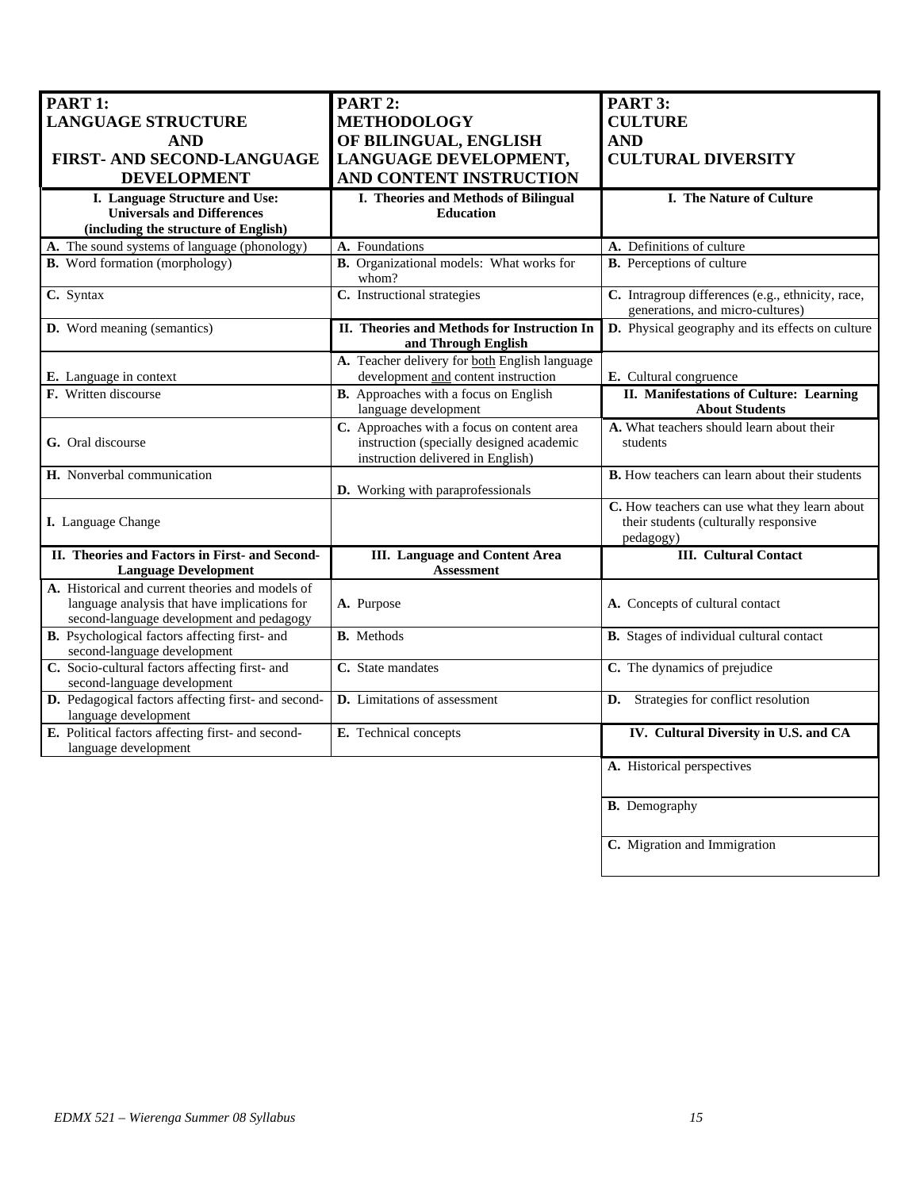| PART 1: LANGUAGE STRUCTURE AND FIRST- AND SECOND-LANGUAGE DEVELOPMENT | PART 2: METHODOLOGY OF BILINGUAL, ENGLISH LANGUAGE DEVELOPMENT, AND CONTENT INSTRUCTION | PART 3: CULTURE AND CULTURAL DIVERSITY |
|---|---|---|
| **I. Language Structure and Use: Universals and Differences (including the structure of English)** | **I. Theories and Methods of Bilingual Education** | **I. The Nature of Culture** |
| **A.** The sound systems of language (phonology) | **A.** Foundations | **A.** Definitions of culture |
| **B.** Word formation (morphology) | **B.** Organizational models: What works for whom? | **B.** Perceptions of culture |
| **C.** Syntax | **C.** Instructional strategies | **C.** Intragroup differences (e.g., ethnicity, race, generations, and micro-cultures) |
| **D.** Word meaning (semantics) | **II. Theories and Methods for Instruction In and Through English** | **D.** Physical geography and its effects on culture |
| **E.** Language in context | **A.** Teacher delivery for both English language development and content instruction | **E.** Cultural congruence |
| **F.** Written discourse | **B.** Approaches with a focus on English language development | **II. Manifestations of Culture: Learning About Students** |
| **G.** Oral discourse | **C.** Approaches with a focus on content area instruction (specially designed academic instruction delivered in English) | **A.** What teachers should learn about their students |
| **H.** Nonverbal communication | **D.** Working with paraprofessionals | **B.** How teachers can learn about their students |
| **I.** Language Change | | **C.** How teachers can use what they learn about their students (culturally responsive pedagogy) |
| **II. Theories and Factors in First- and Second-Language Development** | **III. Language and Content Area Assessment** | **III. Cultural Contact** |
| **A.** Historical and current theories and models of language analysis that have implications for second-language development and pedagogy | **A.** Purpose | **A.** Concepts of cultural contact |
| **B.** Psychological factors affecting first- and second-language development | **B.** Methods | **B.** Stages of individual cultural contact |
| **C.** Socio-cultural factors affecting first- and second-language development | **C.** State mandates | **C.** The dynamics of prejudice |
| **D.** Pedagogical factors affecting first- and second-language development | **D.** Limitations of assessment | **D.** Strategies for conflict resolution |
| **E.** Political factors affecting first- and second-language development | **E.** Technical concepts | **IV. Cultural Diversity in U.S. and CA** |
| | | **A.** Historical perspectives |
| | | **B.** Demography |
| | | **C.** Migration and Immigration |